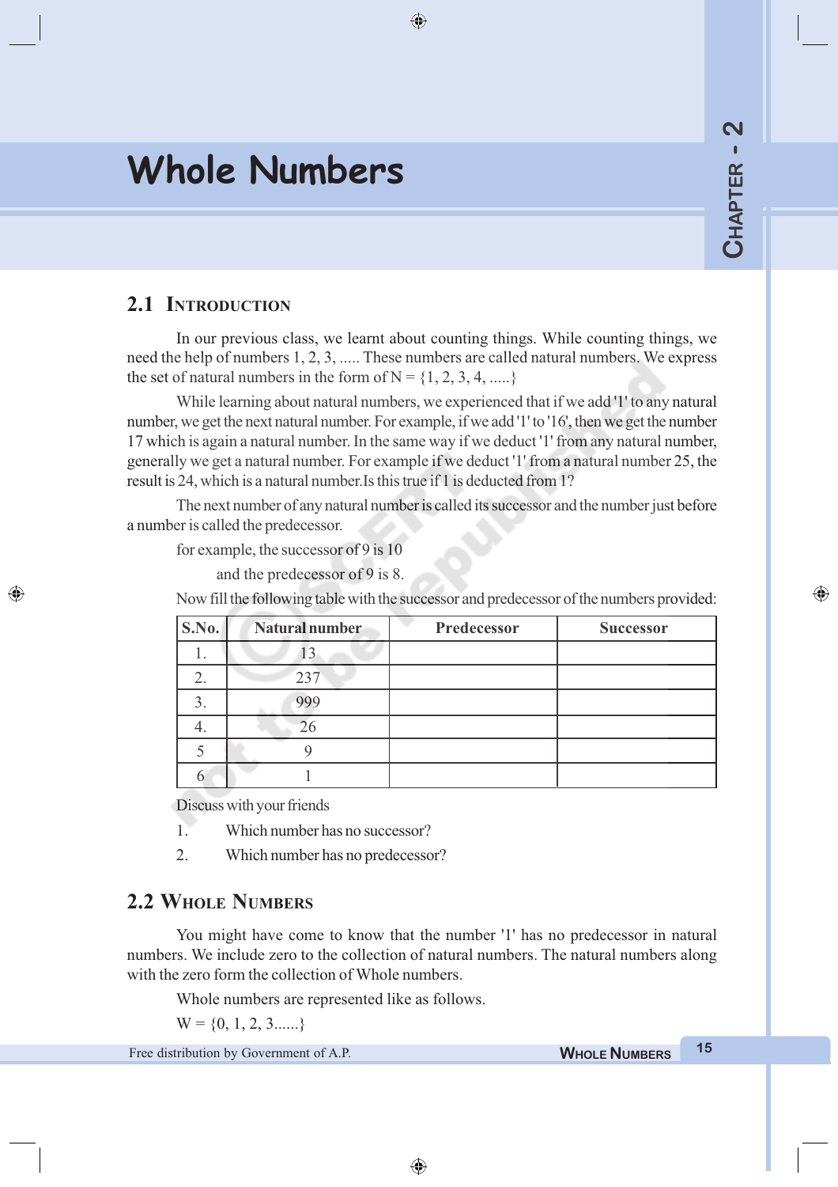# Whole Numbers

**Chapter - 2**

## 2.1 Introduction

In our previous class, we learnt about counting things. While counting things, we need the help of numbers 1, 2, 3, ..... These numbers are called natural numbers. We express the set of natural numbers in the form of N = {1, 2, 3, 4, .....}

While learning about natural numbers, we experienced that if we add '1' to any natural number, we get the next natural number. For example, if we add '1' to '16', then we get the number 17 which is again a natural number. In the same way if we deduct '1' from any natural number, generally we get a natural number. For example if we deduct '1' from a natural number 25, the result is 24, which is a natural number.Is this true if 1 is deducted from 1?

The next number of any natural number is called its successor and the number just before a number is called the predecessor.

for example, the successor of 9 is 10

and the predecessor of 9 is 8.

Now fill the following table with the successor and predecessor of the numbers provided:

| S.No. | Natural number | Predecessor | Successor |
|---|---|---|---|
| 1. | 13 | | |
| 2. | 237 | | |
| 3. | 999 | | |
| 4. | 26 | | |
| 5 | 9 | | |
| 6 | 1 | | |

Discuss with your friends

1. Which number has no successor?
2. Which number has no predecessor?

## 2.2 Whole Numbers

You might have come to know that the number '1' has no predecessor in natural numbers. We include zero to the collection of natural numbers. The natural numbers along with the zero form the collection of Whole numbers.

Whole numbers are represented like as follows.

W = {0, 1, 2, 3......}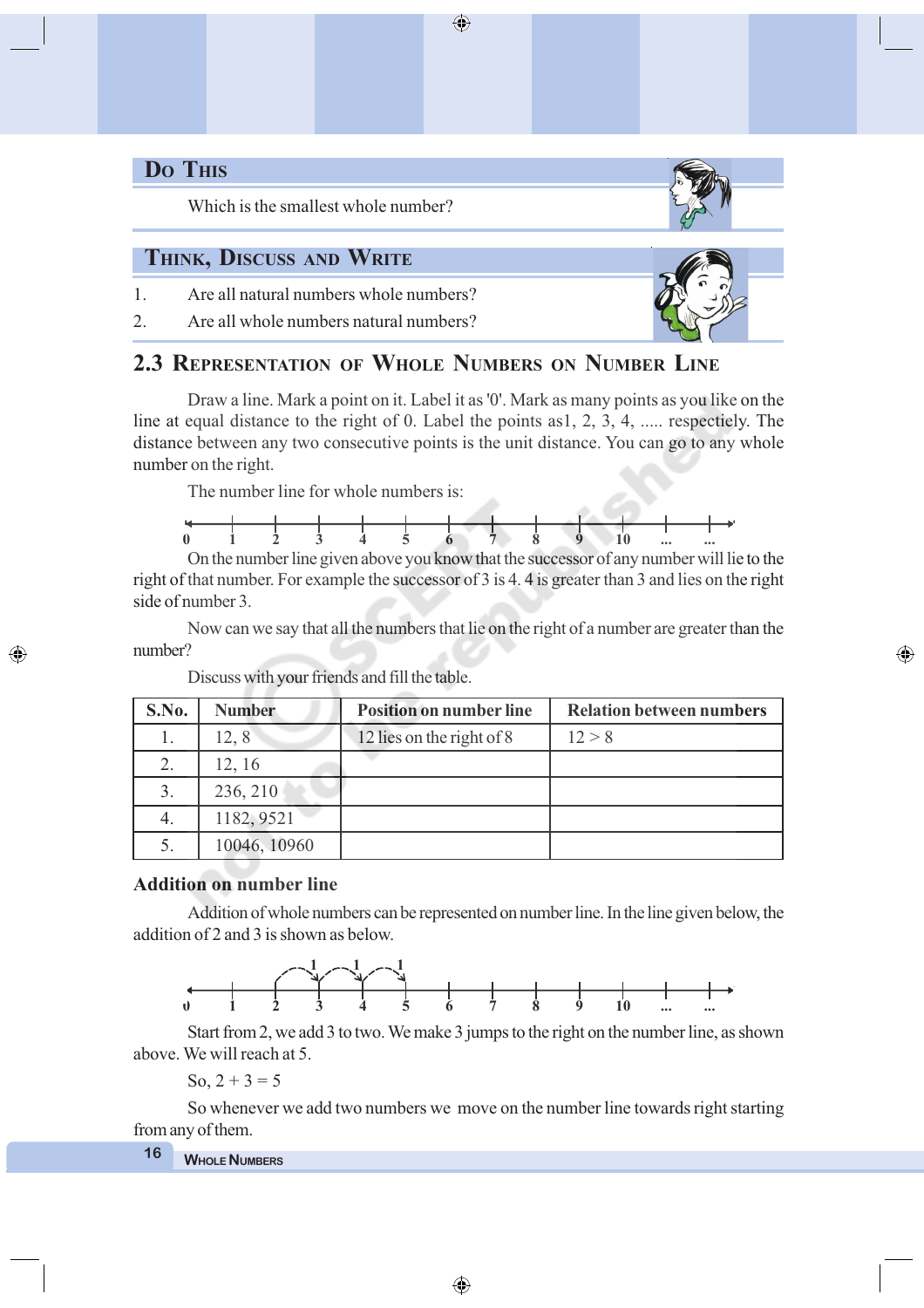## Do This

Which is the smallest whole number?

## Think, Discuss and Write

1. Are all natural numbers whole numbers?
2. Are all whole numbers natural numbers?

## 2.3 Representation of Whole Numbers on Number Line

Draw a line. Mark a point on it. Label it as '0'. Mark as many points as you like on the line at equal distance to the right of 0. Label the points as1, 2, 3, 4, ..... respectiely. The distance between any two consecutive points is the unit distance. You can go to any whole number on the right.

The number line for whole numbers is:

0 1 2 3 4 5 6 7 8 9 10 ... ...

On the number line given above you know that the successor of any number will lie to the right of that number. For example the successor of 3 is 4. 4 is greater than 3 and lies on the right side of number 3.

Now can we say that all the numbers that lie on the right of a number are greater than the number?

Discuss with your friends and fill the table.

| S.No. | Number | Position on number line | Relation between numbers |
|---|---|---|---|
| 1. | 12, 8 | 12 lies on the right of 8 | 12 > 8 |
| 2. | 12, 16 | | |
| 3. | 236, 210 | | |
| 4. | 1182, 9521 | | |
| 5. | 10046, 10960 | | |

### Addition on number line

Addition of whole numbers can be represented on number line. In the line given below, the addition of 2 and 3 is shown as below.

0 1 2 3 4 5 6 7 8 9 10 ... ...

Start from 2, we add 3 to two. We make 3 jumps to the right on the number line, as shown above. We will reach at 5.

So, $2 + 3 = 5$

So whenever we add two numbers we move on the number line towards right starting from any of them.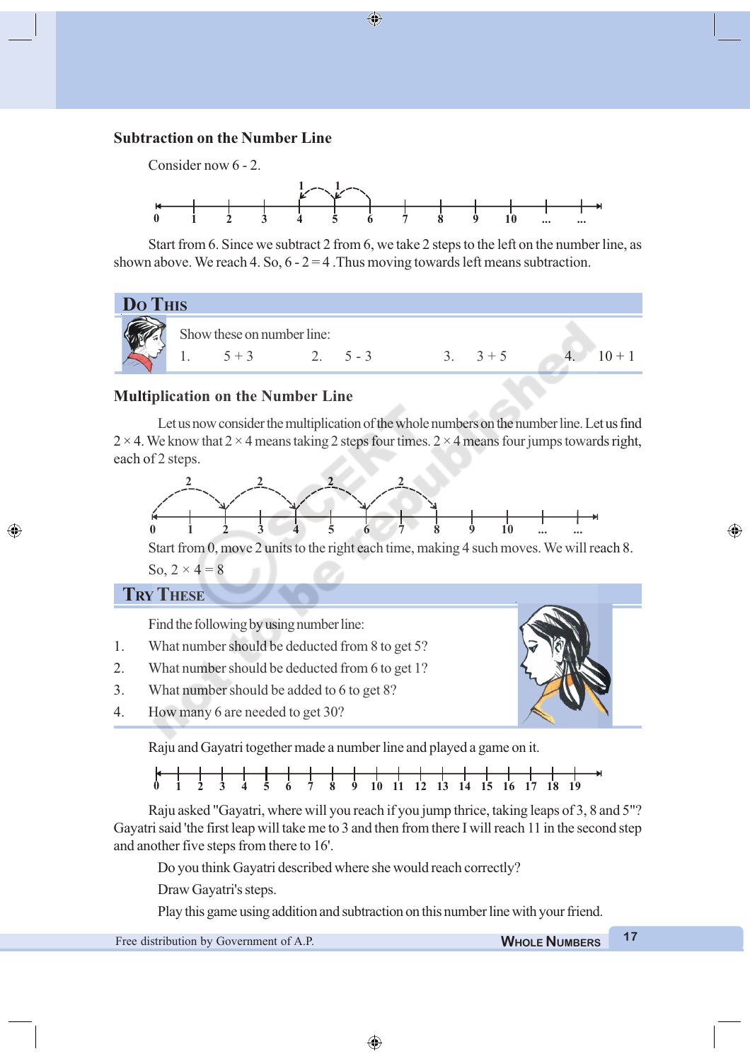### Subtraction on the Number Line

Consider now 6 - 2.

Start from 6. Since we subtract 2 from 6, we take 2 steps to the left on the number line, as shown above. We reach 4. So, 6 - 2 = 4 .Thus moving towards left means subtraction.

## Do This

Show these on number line:

1. 5 + 3
2. 5 - 3
3. 3 + 5
4. 10 + 1

### Multiplication on the Number Line

Let us now consider the multiplication of the whole numbers on the number line. Let us find $2 \times 4$. We know that $2 \times 4$ means taking 2 steps four times. $2 \times 4$ means four jumps towards right, each of 2 steps.

Start from 0, move 2 units to the right each time, making 4 such moves. We will reach 8.

So, $2 \times 4 = 8$

## Try These

Find the following by using number line:

1. What number should be deducted from 8 to get 5?
2. What number should be deducted from 6 to get 1?
3. What number should be added to 6 to get 8?
4. How many 6 are needed to get 30?

Raju and Gayatri together made a number line and played a game on it.

Raju asked "Gayatri, where will you reach if you jump thrice, taking leaps of 3, 8 and 5"? Gayatri said 'the first leap will take me to 3 and then from there I will reach 11 in the second step and another five steps from there to 16'.

Do you think Gayatri described where she would reach correctly?

Draw Gayatri's steps.

Play this game using addition and subtraction on this number line with your friend.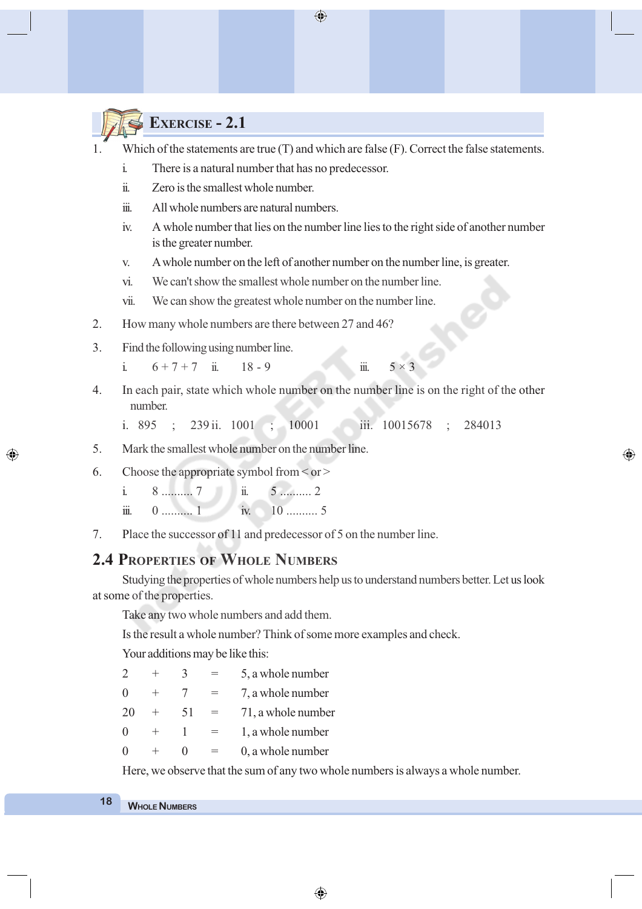## Exercise - 2.1

1. Which of the statements are true (T) and which are false (F). Correct the false statements.
   - i. There is a natural number that has no predecessor.
   - ii. Zero is the smallest whole number.
   - iii. All whole numbers are natural numbers.
   - iv. A whole number that lies on the number line lies to the right side of another number is the greater number.
   - v. A whole number on the left of another number on the number line, is greater.
   - vi. We can't show the smallest whole number on the number line.
   - vii. We can show the greatest whole number on the number line.

2. How many whole numbers are there between 27 and 46?

3. Find the following using number line.

   i. $6 + 7 + 7$ ii. $18 - 9$ iii. $5 \times 3$

4. In each pair, state which whole number on the number line is on the right of the other number.

   i. 895 ; 239 ii. 1001 ; 10001 iii. 10015678 ; 284013

5. Mark the smallest whole number on the number line.

6. Choose the appropriate symbol from < or >

   i. 8 .......... 7 ii. 5 ......... 2

   iii. 0 .......... 1 iv. 10 .......... 5

7. Place the successor of 11 and predecessor of 5 on the number line.

## 2.4 Properties of Whole Numbers

Studying the properties of whole numbers help us to understand numbers better. Let us look at some of the properties.

Take any two whole numbers and add them.

Is the result a whole number? Think of some more examples and check.

Your additions may be like this:

$2 + 3 = 5$, a whole number

$0 + 7 = 7$, a whole number

$20 + 51 = 71$, a whole number

$0 + 1 = 1$, a whole number

$0 + 0 = 0$, a whole number

Here, we observe that the sum of any two whole numbers is always a whole number.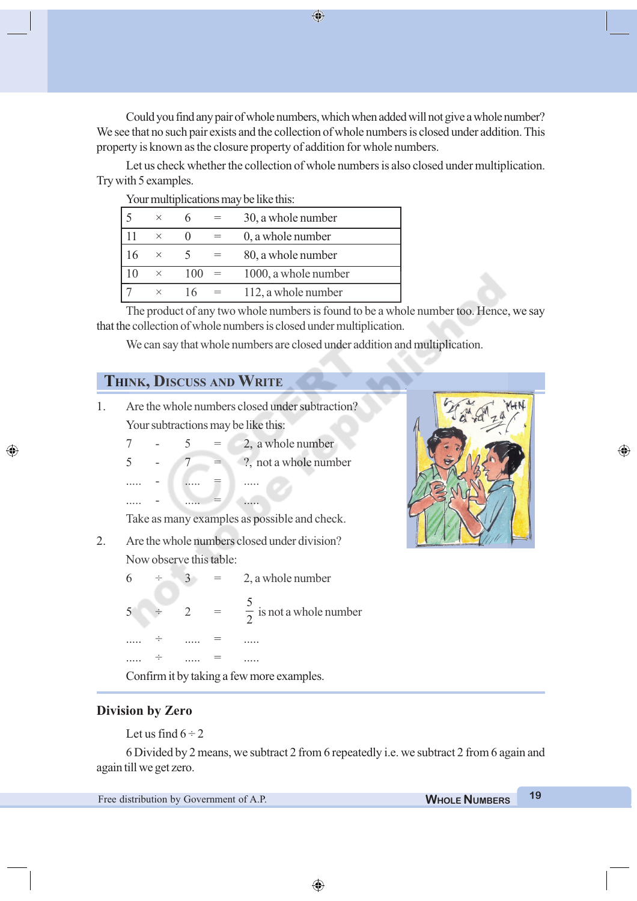Could you find any pair of whole numbers, which when added will not give a whole number? We see that no such pair exists and the collection of whole numbers is closed under addition. This property is known as the closure property of addition for whole numbers.

Let us check whether the collection of whole numbers is also closed under multiplication. Try with 5 examples.

Your multiplications may be like this:

| | | | | |
|---|---|---|---|---|
| 5 | × | 6 | = | 30, a whole number |
| 11 | × | 0 | = | 0, a whole number |
| 16 | × | 5 | = | 80, a whole number |
| 10 | × | 100 | = | 1000, a whole number |
| 7 | × | 16 | = | 112, a whole number |

The product of any two whole numbers is found to be a whole number too. Hence, we say that the collection of whole numbers is closed under multiplication.

We can say that whole numbers are closed under addition and multiplication.

## Think, Discuss and Write

1. Are the whole numbers closed under subtraction?

   Your subtractions may be like this:

   7 - 5 = 2, a whole number

   5 - 7 = ?, not a whole number

   ..... - ..... = .....

   ..... - ..... = .....

   Take as many examples as possible and check.

2. Are the whole numbers closed under division?

   Now observe this table:

   6 ÷ 3 = 2, a whole number

   5 ÷ 2 = $\frac{5}{2}$ is not a whole number

   ..... ÷ ..... = .....

   ..... ÷ ..... = .....

   Confirm it by taking a few more examples.

### Division by Zero

Let us find 6 ÷ 2

6 Divided by 2 means, we subtract 2 from 6 repeatedly i.e. we subtract 2 from 6 again and again till we get zero.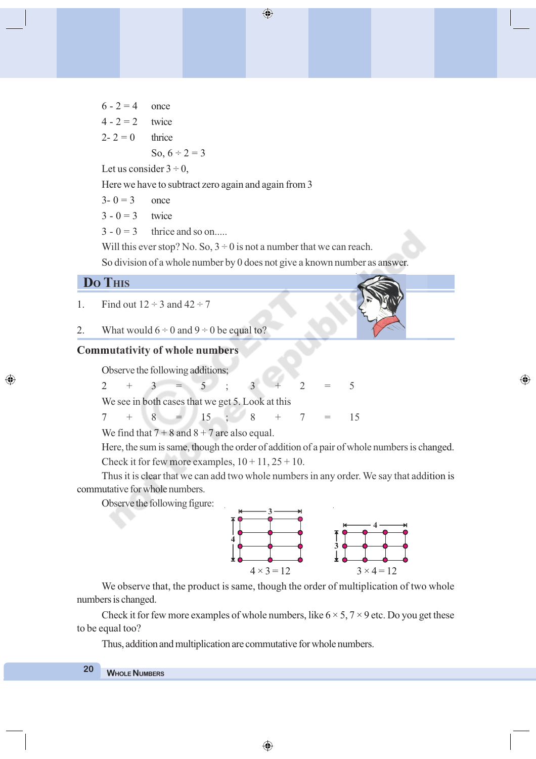$6 - 2 = 4$ once

$4 - 2 = 2$ twice

$2 - 2 = 0$ thrice

So, $6 \div 2 = 3$

Let us consider $3 \div 0$,

Here we have to subtract zero again and again from 3

$3 - 0 = 3$ once

$3 - 0 = 3$ twice

$3 - 0 = 3$ thrice and so on.....

Will this ever stop? No. So, $3 \div 0$ is not a number that we can reach.

So division of a whole number by 0 does not give a known number as answer.

## Do This

1. Find out $12 \div 3$ and $42 \div 7$

2. What would $6 \div 0$ and $9 \div 0$ be equal to?

### Commutativity of whole numbers

Observe the following additions;

$2 + 3 = 5$ ; $3 + 2 = 5$

We see in both cases that we get 5. Look at this

$7 + 8 = 15$ ; $8 + 7 = 15$

We find that $7 + 8$ and $8 + 7$ are also equal.

Here, the sum is same, though the order of addition of a pair of whole numbers is changed.

Check it for few more examples, $10 + 11$, $25 + 10$.

Thus it is clear that we can add two whole numbers in any order. We say that addition is commutative for whole numbers.

Observe the following figure:

$4 \times 3 = 12$ $3 \times 4 = 12$

We observe that, the product is same, though the order of multiplication of two whole numbers is changed.

Check it for few more examples of whole numbers, like $6 \times 5$, $7 \times 9$ etc. Do you get these to be equal too?

Thus, addition and multiplication are commutative for whole numbers.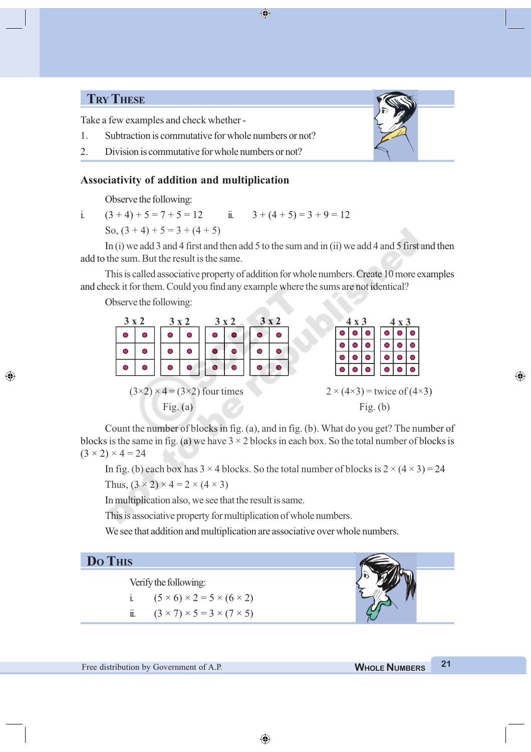## Try These

Take a few examples and check whether -

1. Subtraction is commutative for whole numbers or not?
2. Division is commutative for whole numbers or not?

### Associativity of addition and multiplication

Observe the following:

i. $(3 + 4) + 5 = 7 + 5 = 12$  ii. $3 + (4 + 5) = 3 + 9 = 12$

So, $(3 + 4) + 5 = 3 + (4 + 5)$

In (i) we add 3 and 4 first and then add 5 to the sum and in (ii) we add 4 and 5 first and then add to the sum. But the result is the same.

This is called associative property of addition for whole numbers. Create 10 more examples and check it for them. Could you find any example where the sums are not identical?

Observe the following:

3 x 2 &nbsp; 3 x 2 &nbsp; 3 x 2 &nbsp; 3 x 2 &nbsp;&nbsp;&nbsp;&nbsp; 4 x 3 &nbsp; 4 x 3

$(3\times2) \times 4 = (3\times2)$ four times &nbsp;&nbsp;&nbsp;&nbsp; $2 \times (4\times3) =$ twice of $(4\times3)$

Fig. (a) &nbsp;&nbsp;&nbsp;&nbsp; Fig. (b)

Count the number of blocks in fig. (a), and in fig. (b). What do you get? The number of blocks is the same in fig. (a) we have $3 \times 2$ blocks in each box. So the total number of blocks is $(3 \times 2) \times 4 = 24$

In fig. (b) each box has $3 \times 4$ blocks. So the total number of blocks is $2 \times (4 \times 3) = 24$

Thus, $(3 \times 2) \times 4 = 2 \times (4 \times 3)$

In multiplication also, we see that the result is same.

This is associative property for multiplication of whole numbers.

We see that addition and multiplication are associative over whole numbers.

## Do This

Verify the following:

i. $(5 \times 6) \times 2 = 5 \times (6 \times 2)$

ii. $(3 \times 7) \times 5 = 3 \times (7 \times 5)$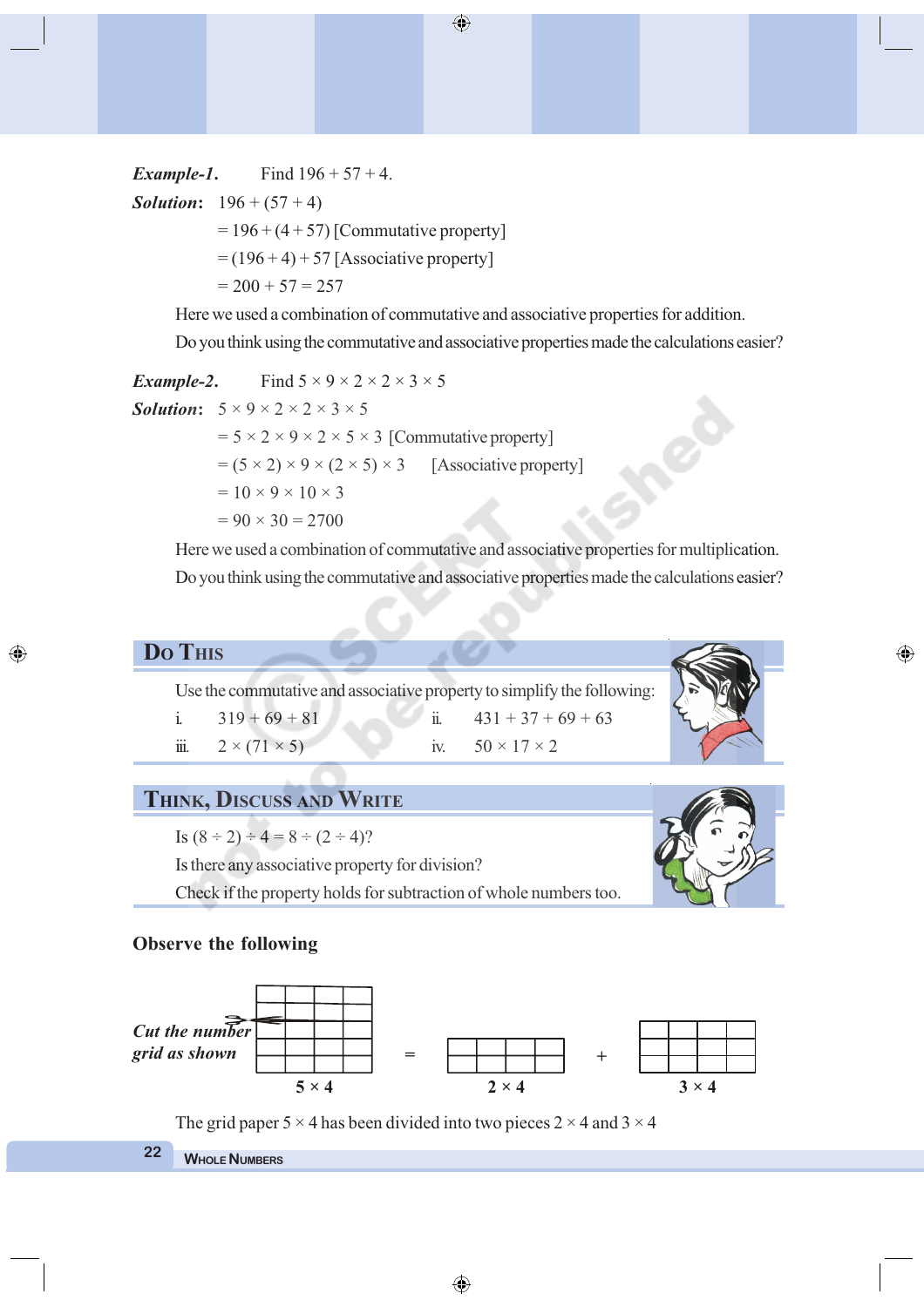***Example-1.*** Find $196 + 57 + 4$.

***Solution:*** $196 + (57 + 4)$

$= 196 + (4 + 57)$ [Commutative property]

$= (196 + 4) + 57$ [Associative property]

$= 200 + 57 = 257$

Here we used a combination of commutative and associative properties for addition.

Do you think using the commutative and associative properties made the calculations easier?

***Example-2.*** Find $5 \times 9 \times 2 \times 2 \times 3 \times 5$

***Solution:*** $5 \times 9 \times 2 \times 2 \times 3 \times 5$

$= 5 \times 2 \times 9 \times 2 \times 5 \times 3$ [Commutative property]

$= (5 \times 2) \times 9 \times (2 \times 5) \times 3$ [Associative property]

$= 10 \times 9 \times 10 \times 3$

$= 90 \times 30 = 2700$

Here we used a combination of commutative and associative properties for multiplication.

Do you think using the commutative and associative properties made the calculations easier?

## Do This

Use the commutative and associative property to simplify the following:

i. $319 + 69 + 81$

ii. $431 + 37 + 69 + 63$

iii. $2 \times (71 \times 5)$

iv. $50 \times 17 \times 2$

## Think, Discuss and Write

Is $(8 \div 2) \div 4 = 8 \div (2 \div 4)$?

Is there any associative property for division?

Check if the property holds for subtraction of whole numbers too.

**Observe the following**

***Cut the number grid as shown***

$5 \times 4$ = $2 \times 4$ + $3 \times 4$

The grid paper $5 \times 4$ has been divided into two pieces $2 \times 4$ and $3 \times 4$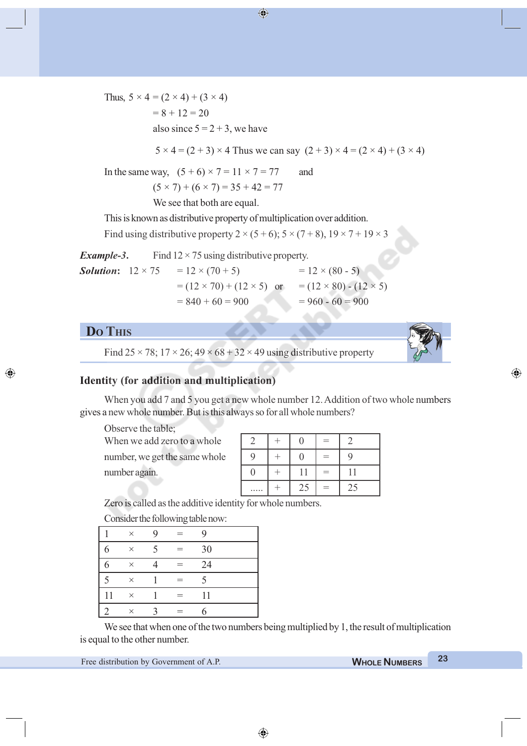Thus, $5 \times 4 = (2 \times 4) + (3 \times 4)$

$= 8 + 12 = 20$

also since $5 = 2 + 3$, we have

$5 \times 4 = (2 + 3) \times 4$ Thus we can say $(2 + 3) \times 4 = (2 \times 4) + (3 \times 4)$

In the same way, $(5 + 6) \times 7 = 11 \times 7 = 77$ and

$(5 \times 7) + (6 \times 7) = 35 + 42 = 77$

We see that both are equal.

This is known as distributive property of multiplication over addition.

Find using distributive property $2 \times (5 + 6)$; $5 \times (7 + 8)$, $19 \times 7 + 19 \times 3$

***Example-3.*** Find $12 \times 75$ using distributive property.

***Solution:*** $12 \times 75 = 12 \times (70 + 5)$ $= 12 \times (80 - 5)$

$= (12 \times 70) + (12 \times 5)$ or $= (12 \times 80) - (12 \times 5)$

$= 840 + 60 = 900$ $= 960 - 60 = 900$

## Do This

Find $25 \times 78$; $17 \times 26$; $49 \times 68 + 32 \times 49$ using distributive property

### Identity (for addition and multiplication)

When you add 7 and 5 you get a new whole number 12. Addition of two whole numbers gives a new whole number. But is this always so for all whole numbers?

Observe the table;

When we add zero to a whole number, we get the same whole number again.

| | | | | |
|---|---|---|---|---|
| 2 | + | 0 | = | 2 |
| 9 | + | 0 | = | 9 |
| 0 | + | 11 | = | 11 |
| ..... | + | 25 | = | 25 |

Zero is called as the additive identity for whole numbers.

Consider the following table now:

| | | | | |
|---|---|---|---|---|
| 1 | × | 9 | = | 9 |
| 6 | × | 5 | = | 30 |
| 6 | × | 4 | = | 24 |
| 5 | × | 1 | = | 5 |
| 11 | × | 1 | = | 11 |
| 2 | × | 3 | = | 6 |

We see that when one of the two numbers being multiplied by 1, the result of multiplication is equal to the other number.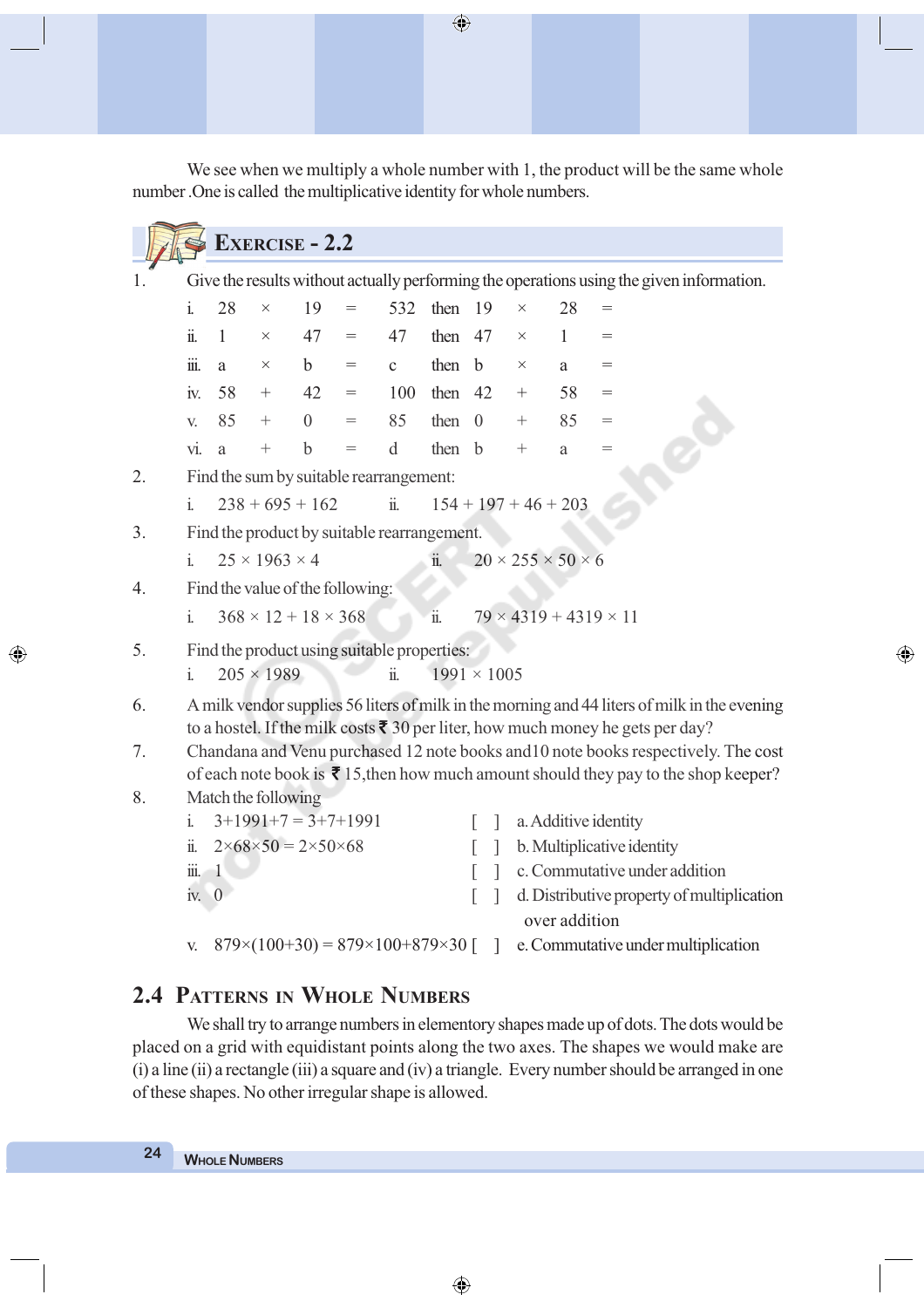We see when we multiply a whole number with 1, the product will be the same whole number .One is called the multiplicative identity for whole numbers.

## Exercise - 2.2

1. Give the results without actually performing the operations using the given information.

   i. $28 \times 19 = 532$ then $19 \times 28 =$

   ii. $1 \times 47 = 47$ then $47 \times 1 =$

   iii. $a \times b = c$ then $b \times a =$

   iv. $58 + 42 = 100$ then $42 + 58 =$

   v. $85 + 0 = 85$ then $0 + 85 =$

   vi. $a + b = d$ then $b + a =$

2. Find the sum by suitable rearrangement:

   i. $238 + 695 + 162$ &nbsp;&nbsp;&nbsp; ii. $154 + 197 + 46 + 203$

3. Find the product by suitable rearrangement.

   i. $25 \times 1963 \times 4$ &nbsp;&nbsp;&nbsp; ii. $20 \times 255 \times 50 \times 6$

4. Find the value of the following:

   i. $368 \times 12 + 18 \times 368$ &nbsp;&nbsp;&nbsp; ii. $79 \times 4319 + 4319 \times 11$

5. Find the product using suitable properties:

   i. $205 \times 1989$ &nbsp;&nbsp;&nbsp; ii. $1991 \times 1005$

6. A milk vendor supplies 56 liters of milk in the morning and 44 liters of milk in the evening to a hostel. If the milk costs ₹ 30 per liter, how much money he gets per day?

7. Chandana and Venu purchased 12 note books and10 note books respectively. The cost of each note book is ₹ 15,then how much amount should they pay to the shop keeper?

8. Match the following

   i. $3+1991+7 = 3+7+1991$ [ ] a. Additive identity

   ii. $2\times68\times50 = 2\times50\times68$ [ ] b. Multiplicative identity

   iii. 1 [ ] c. Commutative under addition

   iv. 0 [ ] d. Distributive property of multiplication over addition

   v. $879\times(100+30) = 879\times100+879\times30$ [ ] e. Commutative under multiplication

## 2.4 Patterns in Whole Numbers

We shall try to arrange numbers in elementory shapes made up of dots. The dots would be placed on a grid with equidistant points along the two axes. The shapes we would make are (i) a line (ii) a rectangle (iii) a square and (iv) a triangle. Every number should be arranged in one of these shapes. No other irregular shape is allowed.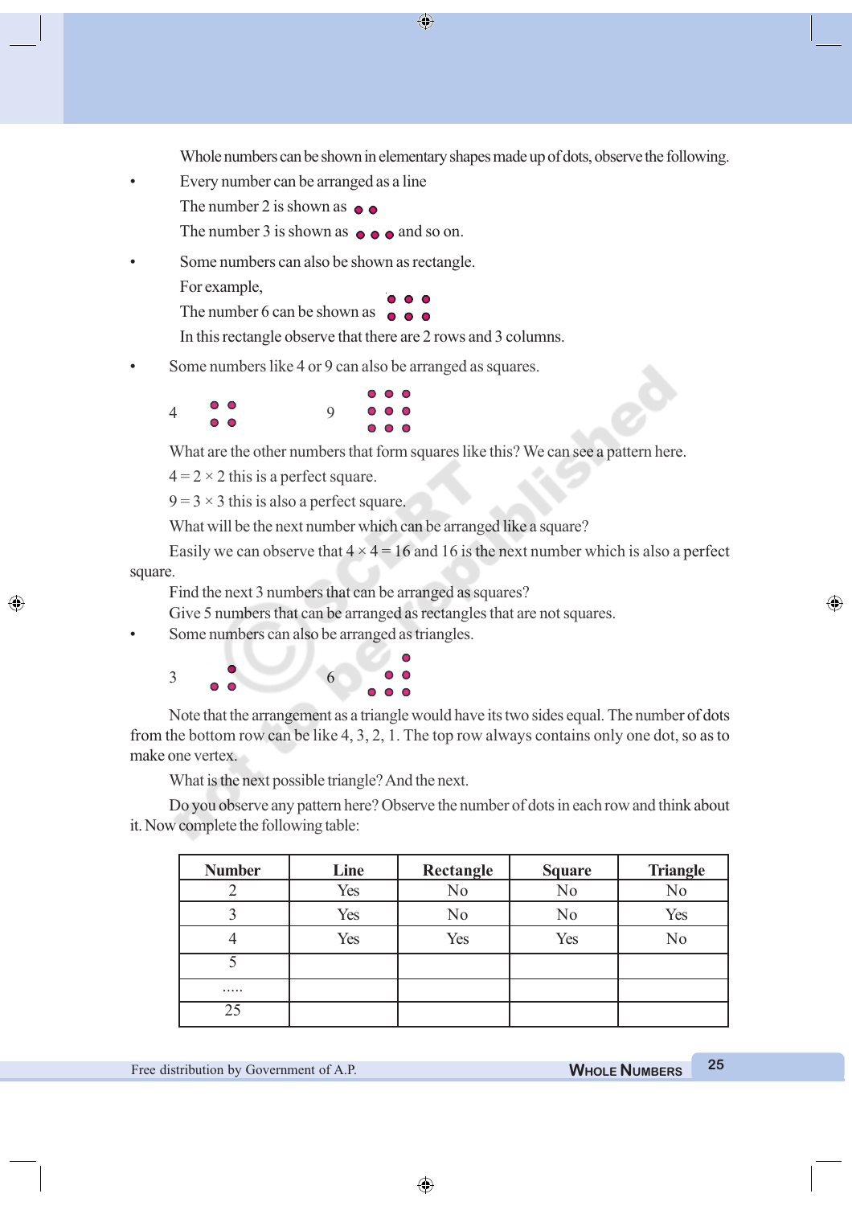Whole numbers can be shown in elementary shapes made up of dots, observe the following.

- Every number can be arranged as a line

  The number 2 is shown as ● ●

  The number 3 is shown as ● ● ● and so on.

- Some numbers can also be shown as rectangle.

  For example,

  The number 6 can be shown as

  ● ● ●
  ● ● ●

  In this rectangle observe that there are 2 rows and 3 columns.

- Some numbers like 4 or 9 can also be arranged as squares.

  4 
  ● ●
  ● ●

  9 
  ● ● ●
  ● ● ●
  ● ● ●

  What are the other numbers that form squares like this? We can see a pattern here.

  $4 = 2 \times 2$ this is a perfect square.

  $9 = 3 \times 3$ this is also a perfect square.

  What will be the next number which can be arranged like a square?

  Easily we can observe that $4 \times 4 = 16$ and 16 is the next number which is also a perfect square.

  Find the next 3 numbers that can be arranged as squares?

  Give 5 numbers that can be arranged as rectangles that are not squares.

- Some numbers can also be arranged as triangles.

  3 
  ●
  ● ●

  6 
  ●
  ● ●
  ● ● ●

  Note that the arrangement as a triangle would have its two sides equal. The number of dots from the bottom row can be like 4, 3, 2, 1. The top row always contains only one dot, so as to make one vertex.

  What is the next possible triangle? And the next.

  Do you observe any pattern here? Observe the number of dots in each row and think about it. Now complete the following table:

| Number | Line | Rectangle | Square | Triangle |
|---|---|---|---|---|
| 2 | Yes | No | No | No |
| 3 | Yes | No | No | Yes |
| 4 | Yes | Yes | Yes | No |
| 5 | | | | |
| ..... | | | | |
| 25 | | | | |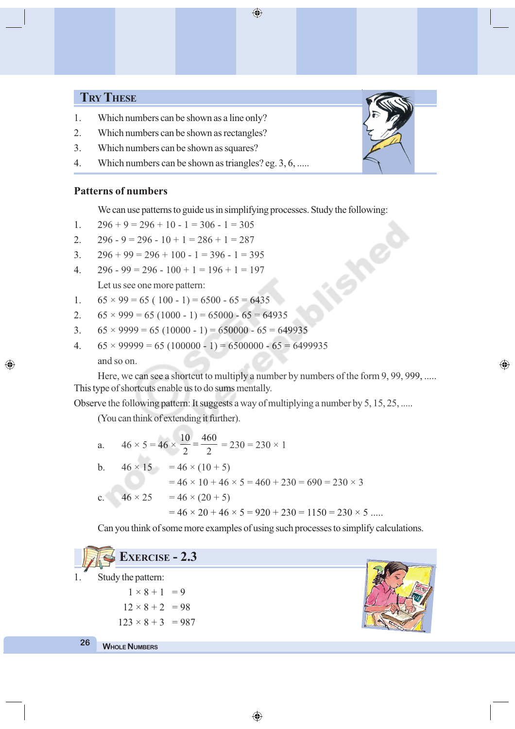## Try These

1. Which numbers can be shown as a line only?
2. Which numbers can be shown as rectangles?
3. Which numbers can be shown as squares?
4. Which numbers can be shown as triangles? eg. 3, 6, .....

### Patterns of numbers

We can use patterns to guide us in simplifying processes. Study the following:

1. $296 + 9 = 296 + 10 - 1 = 306 - 1 = 305$
2. $296 - 9 = 296 - 10 + 1 = 286 + 1 = 287$
3. $296 + 99 = 296 + 100 - 1 = 396 - 1 = 395$
4. $296 - 99 = 296 - 100 + 1 = 196 + 1 = 197$

Let us see one more pattern:

1. $65 \times 99 = 65\ (100 - 1) = 6500 - 65 = 6435$
2. $65 \times 999 = 65\ (1000 - 1) = 65000 - 65 = 64935$
3. $65 \times 9999 = 65\ (10000 - 1) = 650000 - 65 = 649935$
4. $65 \times 99999 = 65\ (100000 - 1) = 6500000 - 65 = 6499935$

and so on.

Here, we can see a shortcut to multiply a number by numbers of the form 9, 99, 999, ..... This type of shortcuts enable us to do sums mentally.

Observe the following pattern: It suggests a way of multiplying a number by 5, 15, 25, .....

(You can think of extending it further).

a. $46 \times 5 = 46 \times \frac{10}{2} = \frac{460}{2} = 230 = 230 \times 1$

b. $46 \times 15 = 46 \times (10 + 5)$

$= 46 \times 10 + 46 \times 5 = 460 + 230 = 690 = 230 \times 3$

c. $46 \times 25 = 46 \times (20 + 5)$

$= 46 \times 20 + 46 \times 5 = 920 + 230 = 1150 = 230 \times 5$ .....

Can you think of some more examples of using such processes to simplify calculations.

## Exercise - 2.3

1. Study the pattern:

$1 \times 8 + 1 = 9$

$12 \times 8 + 2 = 98$

$123 \times 8 + 3 = 987$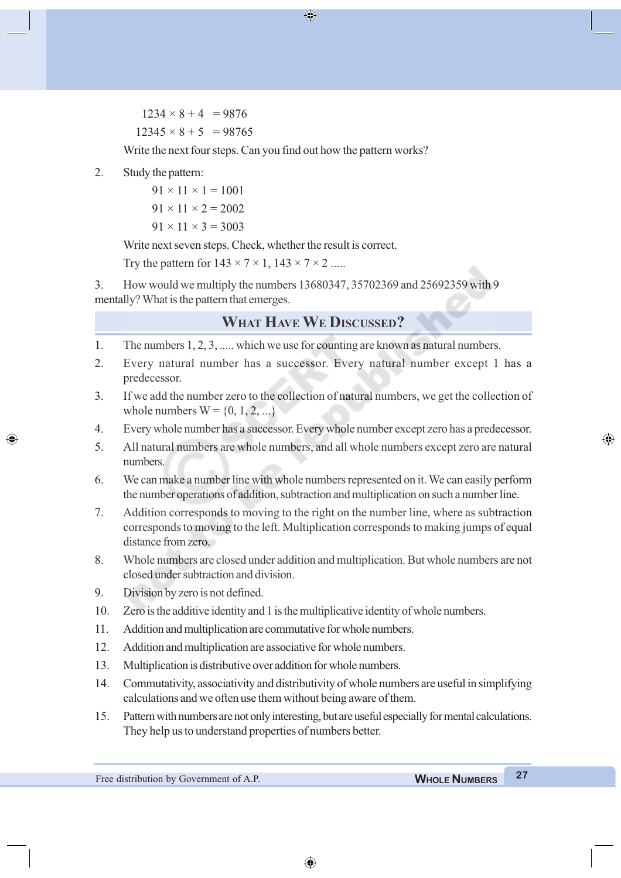$$1234 \times 8 + 4 = 9876$$

$$12345 \times 8 + 5 = 98765$$

Write the next four steps. Can you find out how the pattern works?

2. Study the pattern:

$$91 \times 11 \times 1 = 1001$$

$$91 \times 11 \times 2 = 2002$$

$$91 \times 11 \times 3 = 3003$$

Write next seven steps. Check, whether the result is correct.

Try the pattern for $143 \times 7 \times 1$, $143 \times 7 \times 2$ .....

3. How would we multiply the numbers 13680347, 35702369 and 25692359 with 9 mentally? What is the pattern that emerges.

## WHAT HAVE WE DISCUSSED?

1. The numbers 1, 2, 3, ..... which we use for counting are known as natural numbers.
2. Every natural number has a successor. Every natural number except 1 has a predecessor.
3. If we add the number zero to the collection of natural numbers, we get the collection of whole numbers W = {0, 1, 2, ...}
4. Every whole number has a successor. Every whole number except zero has a predecessor.
5. All natural numbers are whole numbers, and all whole numbers except zero are natural numbers.
6. We can make a number line with whole numbers represented on it. We can easily perform the number operations of addition, subtraction and multiplication on such a number line.
7. Addition corresponds to moving to the right on the number line, where as subtraction corresponds to moving to the left. Multiplication corresponds to making jumps of equal distance from zero.
8. Whole numbers are closed under addition and multiplication. But whole numbers are not closed under subtraction and division.
9. Division by zero is not defined.
10. Zero is the additive identity and 1 is the multiplicative identity of whole numbers.
11. Addition and multiplication are commutative for whole numbers.
12. Addition and multiplication are associative for whole numbers.
13. Multiplication is distributive over addition for whole numbers.
14. Commutativity, associativity and distributivity of whole numbers are useful in simplifying calculations and we often use them without being aware of them.
15. Pattern with numbers are not only interesting, but are useful especially for mental calculations. They help us to understand properties of numbers better.